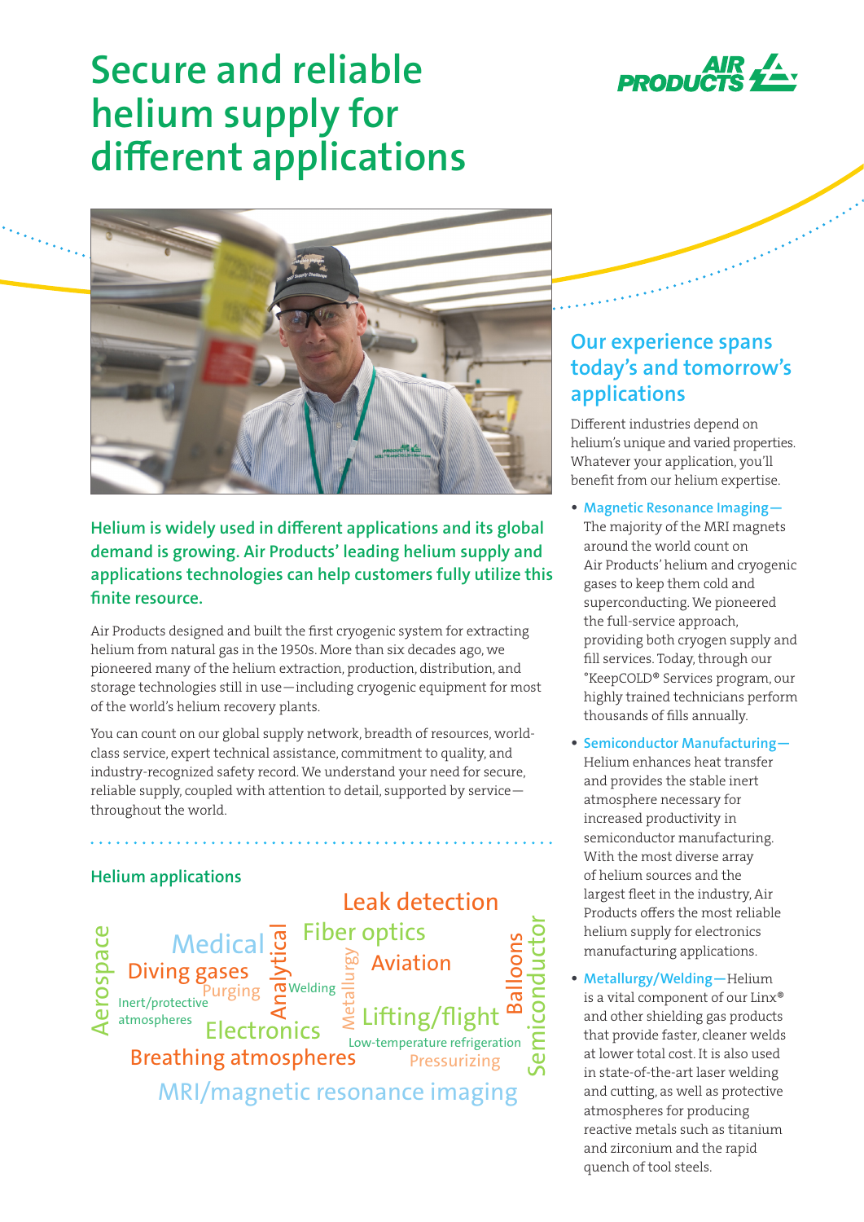# Secure and reliable helium supply for different applications

**Helium is widely used in different applications and its global demand is growing. Air Products' leading helium supply and applications technologies can help customers fully utilize this finite resource.**

Air Products designed and built the first cryogenic system for extracting helium from natural gas in the 1950s. More than six decades ago, we pioneered many of the helium extraction, production, distribution, and storage technologies still in use—including cryogenic equipment for most of the world's helium recovery plants.

You can count on our global supply network, breadth of resources, world-class service, expert technical assistance, commitment to quality, and industry-recognized safety record. We understand your need for secure, reliable supply, coupled with attention to detail, supported by service—throughout the world.

## Helium applications

Leak detection, Medical, Analytical, Fiber optics, Aerospace, Diving gases, Metallurgy, Aviation, Balloons, Semiconductor, Purging, Welding, Inert/protective atmospheres, Lifting/flight, Electronics, Low-temperature refrigeration, Breathing atmospheres, Pressurizing, MRI/magnetic resonance imaging

## Our experience spans today's and tomorrow's applications

Different industries depend on helium's unique and varied properties. Whatever your application, you'll benefit from our helium expertise.

- **Magnetic Resonance Imaging—** The majority of the MRI magnets around the world count on Air Products' helium and cryogenic gases to keep them cold and superconducting. We pioneered the full-service approach, providing both cryogen supply and fill services. Today, through our °KeepCOLD® Services program, our highly trained technicians perform thousands of fills annually.
- **Semiconductor Manufacturing—** Helium enhances heat transfer and provides the stable inert atmosphere necessary for increased productivity in semiconductor manufacturing. With the most diverse array of helium sources and the largest fleet in the industry, Air Products offers the most reliable helium supply for electronics manufacturing applications.
- **Metallurgy/Welding—** Helium is a vital component of our Linx® and other shielding gas products that provide faster, cleaner welds at lower total cost. It is also used in state-of-the-art laser welding and cutting, as well as protective atmospheres for producing reactive metals such as titanium and zirconium and the rapid quench of tool steels.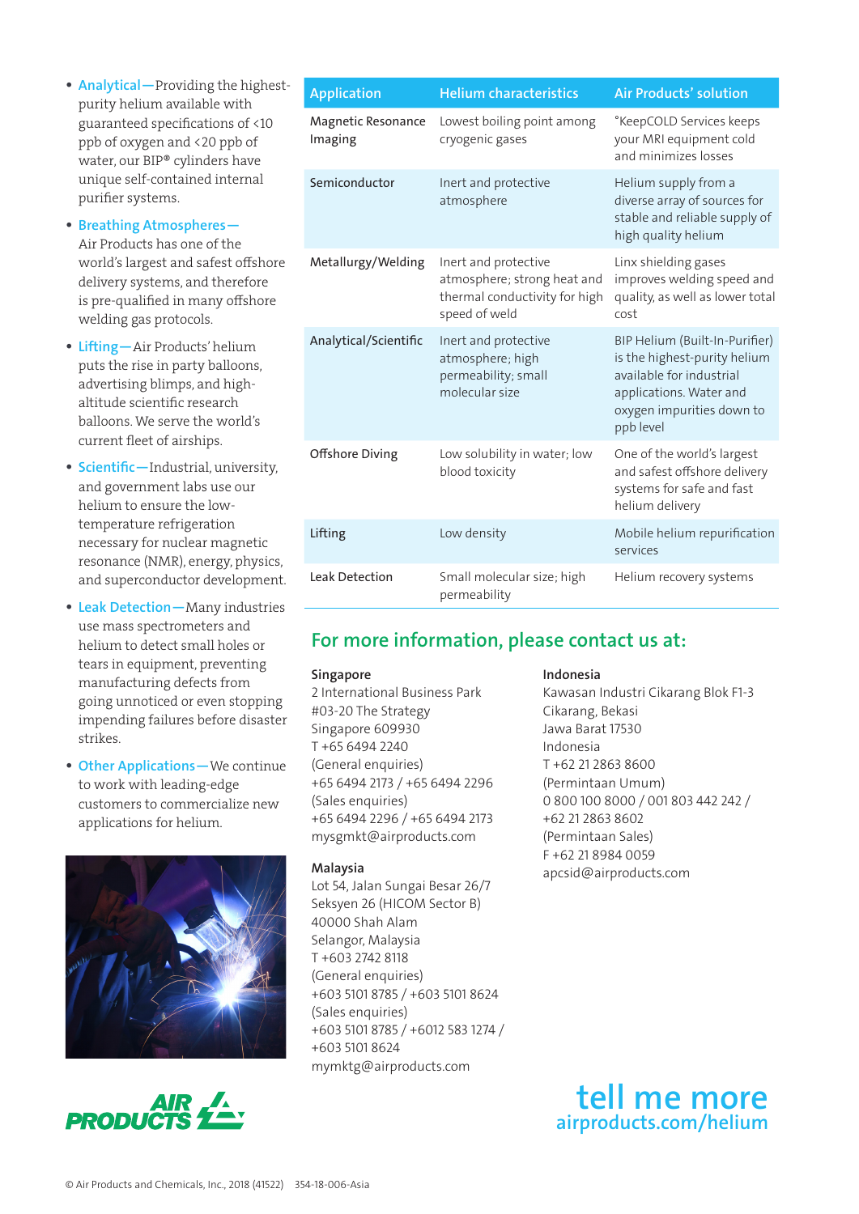- **Analytical**—Providing the highest-purity helium available with guaranteed specifications of <10 ppb of oxygen and <20 ppb of water, our BIP® cylinders have unique self-contained internal purifier systems.
- **Breathing Atmospheres**—Air Products has one of the world's largest and safest offshore delivery systems, and therefore is pre-qualified in many offshore welding gas protocols.
- **Lifting**—Air Products' helium puts the rise in party balloons, advertising blimps, and high-altitude scientific research balloons. We serve the world's current fleet of airships.
- **Scientific**—Industrial, university, and government labs use our helium to ensure the low-temperature refrigeration necessary for nuclear magnetic resonance (NMR), energy, physics, and superconductor development.
- **Leak Detection**—Many industries use mass spectrometers and helium to detect small holes or tears in equipment, preventing manufacturing defects from going unnoticed or even stopping impending failures before disaster strikes.
- **Other Applications**—We continue to work with leading-edge customers to commercialize new applications for helium.

| Application | Helium characteristics | Air Products' solution |
|---|---|---|
| Magnetic Resonance Imaging | Lowest boiling point among cryogenic gases | °KeepCOLD Services keeps your MRI equipment cold and minimizes losses |
| Semiconductor | Inert and protective atmosphere | Helium supply from a diverse array of sources for stable and reliable supply of high quality helium |
| Metallurgy/Welding | Inert and protective atmosphere; strong heat and thermal conductivity for high speed of weld | Linx shielding gases improves welding speed and quality, as well as lower total cost |
| Analytical/Scientific | Inert and protective atmosphere; high permeability; small molecular size | BIP Helium (Built-In-Purifier) is the highest-purity helium available for industrial applications. Water and oxygen impurities down to ppb level |
| Offshore Diving | Low solubility in water; low blood toxicity | One of the world's largest and safest offshore delivery systems for safe and fast helium delivery |
| Lifting | Low density | Mobile helium repurification services |
| Leak Detection | Small molecular size; high permeability | Helium recovery systems |

## For more information, please contact us at:

**Singapore**
2 International Business Park
#03-20 The Strategy
Singapore 609930
T +65 6494 2240
(General enquiries)
+65 6494 2173 / +65 6494 2296
(Sales enquiries)
+65 6494 2296 / +65 6494 2173
mysgmkt@airproducts.com

**Malaysia**
Lot 54, Jalan Sungai Besar 26/7
Seksyen 26 (HICOM Sector B)
40000 Shah Alam
Selangor, Malaysia
T +603 2742 8118
(General enquiries)
+603 5101 8785 / +603 5101 8624
(Sales enquiries)
+603 5101 8785 / +6012 583 1274 /
+603 5101 8624
mymktg@airproducts.com

**Indonesia**
Kawasan Industri Cikarang Blok F1-3
Cikarang, Bekasi
Jawa Barat 17530
Indonesia
T +62 21 2863 8600
(Permintaan Umum)
0 800 100 8000 / 001 803 442 242 /
+62 21 2863 8602
(Permintaan Sales)
F +62 21 8984 0059
apcsid@airproducts.com

AIR PRODUCTS

**tell me more**
airproducts.com/helium

© Air Products and Chemicals, Inc., 2018 (41522) 354-18-006-Asia